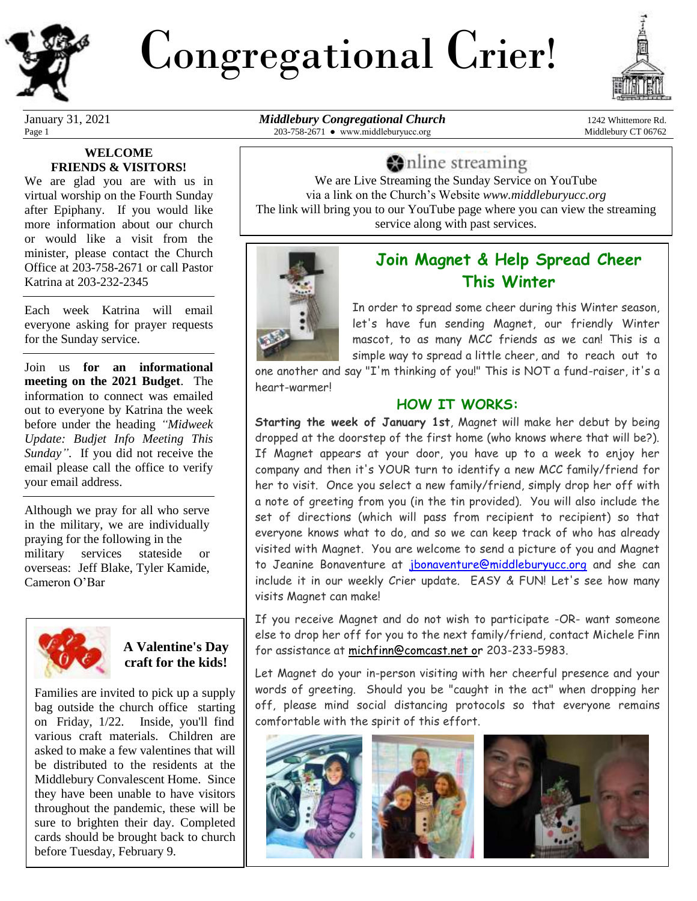# Congregational Crier!

January 31, 2021

**Middlebury Congregational Church**
203-758-2671 ● www.middleburyucc.org

1242 Whittemore Rd.
Middlebury CT 06762

**WELCOME FRIENDS & VISITORS!**

We are glad you are with us in virtual worship on the Fourth Sunday after Epiphany. If you would like more information about our church or would like a visit from the minister, please contact the Church Office at 203-758-2671 or call Pastor Katrina at 203-232-2345

Each week Katrina will email everyone asking for prayer requests for the Sunday service.

Join us **for an informational meeting on the 2021 Budget**. The information to connect was emailed out to everyone by Katrina the week before under the heading *"Midweek Update: Budjet Info Meeting This Sunday"*. If you did not receive the email please call the office to verify your email address.

Although we pray for all who serve in the military, we are individually praying for the following in the military services stateside or overseas: Jeff Blake, Tyler Kamide, Cameron O'Bar

## A Valentine's Day craft for the kids!

Families are invited to pick up a supply bag outside the church office starting on Friday, 1/22. Inside, you'll find various craft materials. Children are asked to make a few valentines that will be distributed to the residents at the Middlebury Convalescent Home. Since they have been unable to have visitors throughout the pandemic, these will be sure to brighten their day. Completed cards should be brought back to church before Tuesday, February 9.

## Online streaming

We are Live Streaming the Sunday Service on YouTube via a link on the Church's Website *www.middleburyucc.org* The link will bring you to our YouTube page where you can view the streaming service along with past services.

## Join Magnet & Help Spread Cheer This Winter

In order to spread some cheer during this Winter season, let's have fun sending Magnet, our friendly Winter mascot, to as many MCC friends as we can! This is a simple way to spread a little cheer, and to reach out to one another and say "I'm thinking of you!" This is NOT a fund-raiser, it's a heart-warmer!

### HOW IT WORKS:

**Starting the week of January 1st**, Magnet will make her debut by being dropped at the doorstep of the first home (who knows where that will be?). If Magnet appears at your door, you have up to a week to enjoy her company and then it's YOUR turn to identify a new MCC family/friend for her to visit. Once you select a new family/friend, simply drop her off with a note of greeting from you (in the tin provided). You will also include the set of directions (which will pass from recipient to recipient) so that everyone knows what to do, and so we can keep track of who has already visited with Magnet. You are welcome to send a picture of you and Magnet to Jeanine Bonaventure at jbonaventure@middleburyucc.org and she can include it in our weekly Crier update. EASY & FUN! Let's see how many visits Magnet can make!

If you receive Magnet and do not wish to participate -OR- want someone else to drop her off for you to the next family/friend, contact Michele Finn for assistance at michfinn@comcast.net or 203-233-5983.

Let Magnet do your in-person visiting with her cheerful presence and your words of greeting. Should you be "caught in the act" when dropping her off, please mind social distancing protocols so that everyone remains comfortable with the spirit of this effort.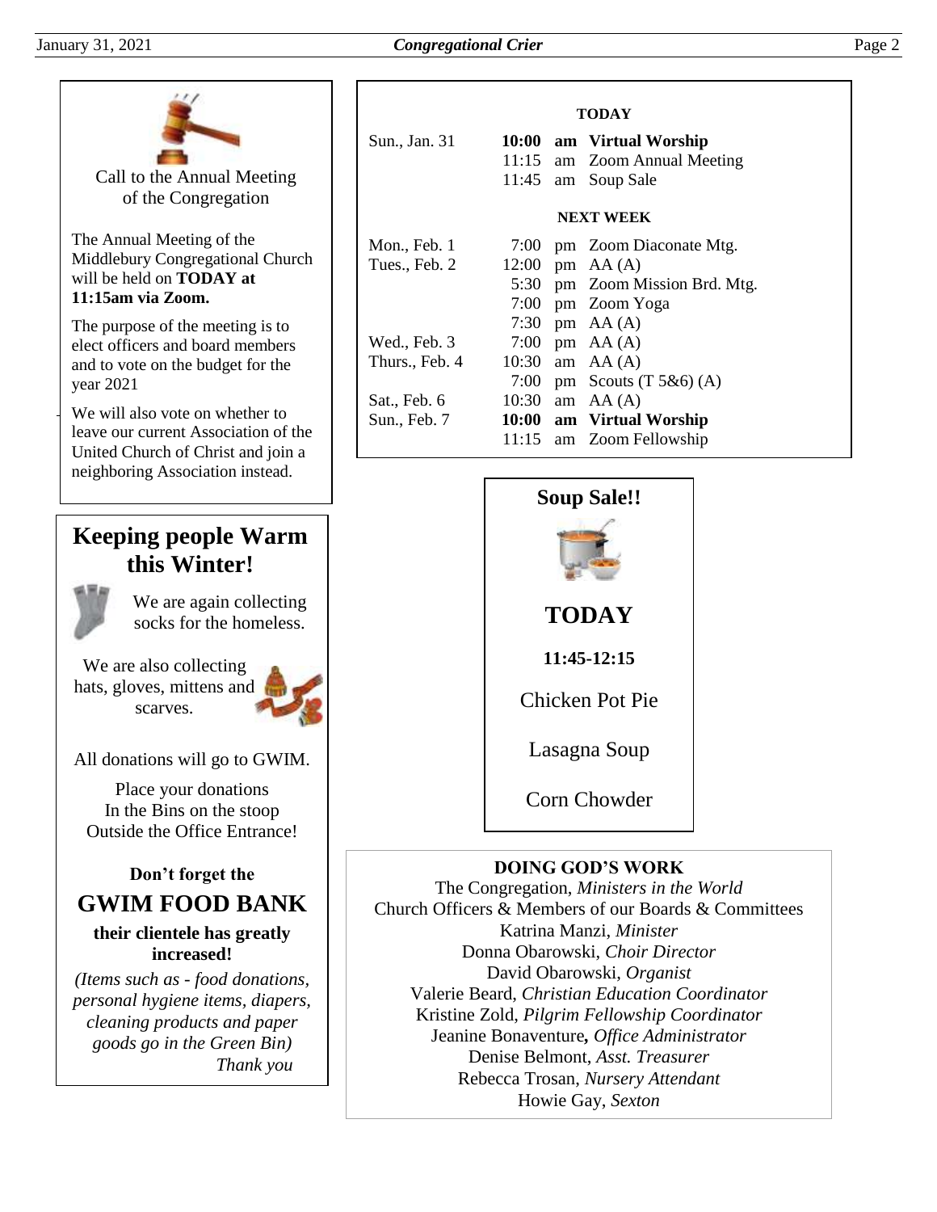Call to the Annual Meeting of the Congregation

The Annual Meeting of the Middlebury Congregational Church will be held on **TODAY at 11:15am via Zoom.**

The purpose of the meeting is to elect officers and board members and to vote on the budget for the year 2021

We will also vote on whether to leave our current Association of the United Church of Christ and join a neighboring Association instead.

## Keeping people Warm this Winter!

We are again collecting socks for the homeless.

We are also collecting hats, gloves, mittens and scarves.

All donations will go to GWIM.

Place your donations
In the Bins on the stoop
Outside the Office Entrance!

**Don't forget the**

## GWIM FOOD BANK

**their clientele has greatly increased!**

*(Items such as - food donations, personal hygiene items, diapers, cleaning products and paper goods go in the Green Bin)*
*Thank you*

**TODAY**

| | | | |
|---|---|---|---|
| Sun., Jan. 31 | **10:00** | **am** | **Virtual Worship** |
| | 11:15 | am | Zoom Annual Meeting |
| | 11:45 | am | Soup Sale |

**NEXT WEEK**

| | | | |
|---|---|---|---|
| Mon., Feb. 1 | 7:00 | pm | Zoom Diaconate Mtg. |
| Tues., Feb. 2 | 12:00 | pm | AA (A) |
| | 5:30 | pm | Zoom Mission Brd. Mtg. |
| | 7:00 | pm | Zoom Yoga |
| | 7:30 | pm | AA (A) |
| Wed., Feb. 3 | 7:00 | pm | AA (A) |
| Thurs., Feb. 4 | 10:30 | am | AA (A) |
| | 7:00 | pm | Scouts (T 5&6) (A) |
| Sat., Feb. 6 | 10:30 | am | AA (A) |
| Sun., Feb. 7 | **10:00** | **am** | **Virtual Worship** |
| | 11:15 | am | Zoom Fellowship |

## Soup Sale!!

# TODAY

**11:45-12:15**

Chicken Pot Pie

Lasagna Soup

Corn Chowder

**DOING GOD'S WORK**

The Congregation, *Ministers in the World*
Church Officers & Members of our Boards & Committees
Katrina Manzi, *Minister*
Donna Obarowski, *Choir Director*
David Obarowski, *Organist*
Valerie Beard, *Christian Education Coordinator*
Kristine Zold, *Pilgrim Fellowship Coordinator*
Jeanine Bonaventure**,** *Office Administrator*
Denise Belmont, *Asst. Treasurer*
Rebecca Trosan, *Nursery Attendant*
Howie Gay, *Sexton*